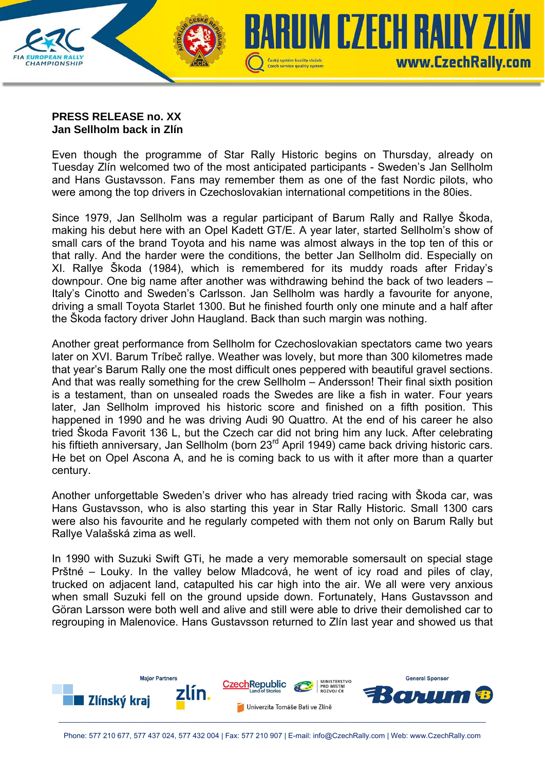**PRESS RELEASE no. XX**
**Jan Sellholm back in Zlín**

Even though the programme of Star Rally Historic begins on Thursday, already on Tuesday Zlín welcomed two of the most anticipated participants - Sweden's Jan Sellholm and Hans Gustavsson. Fans may remember them as one of the fast Nordic pilots, who were among the top drivers in Czechoslovakian international competitions in the 80ies.

Since 1979, Jan Sellholm was a regular participant of Barum Rally and Rallye Škoda, making his debut here with an Opel Kadett GT/E. A year later, started Sellholm's show of small cars of the brand Toyota and his name was almost always in the top ten of this or that rally. And the harder were the conditions, the better Jan Sellholm did. Especially on XI. Rallye Škoda (1984), which is remembered for its muddy roads after Friday's downpour. One big name after another was withdrawing behind the back of two leaders – Italy's Cinotto and Sweden's Carlsson. Jan Sellholm was hardly a favourite for anyone, driving a small Toyota Starlet 1300. But he finished fourth only one minute and a half after the Škoda factory driver John Haugland. Back than such margin was nothing.

Another great performance from Sellholm for Czechoslovakian spectators came two years later on XVI. Barum Tríbeč rallye. Weather was lovely, but more than 300 kilometres made that year's Barum Rally one the most difficult ones peppered with beautiful gravel sections. And that was really something for the crew Sellholm – Andersson! Their final sixth position is a testament, than on unsealed roads the Swedes are like a fish in water. Four years later, Jan Sellholm improved his historic score and finished on a fifth position. This happened in 1990 and he was driving Audi 90 Quattro. At the end of his career he also tried Škoda Favorit 136 L, but the Czech car did not bring him any luck. After celebrating his fiftieth anniversary, Jan Sellholm (born 23rd April 1949) came back driving historic cars. He bet on Opel Ascona A, and he is coming back to us with it after more than a quarter century.

Another unforgettable Sweden's driver who has already tried racing with Škoda car, was Hans Gustavsson, who is also starting this year in Star Rally Historic. Small 1300 cars were also his favourite and he regularly competed with them not only on Barum Rally but Rallye Valašská zima as well.

In 1990 with Suzuki Swift GTi, he made a very memorable somersault on special stage Prštné – Louky. In the valley below Mladcová, he went of icy road and piles of clay, trucked on adjacent land, catapulted his car high into the air. We all were very anxious when small Suzuki fell on the ground upside down. Fortunately, Hans Gustavsson and Göran Larsson were both well and alive and still were able to drive their demolished car to regrouping in Malenovice. Hans Gustavsson returned to Zlín last year and showed us that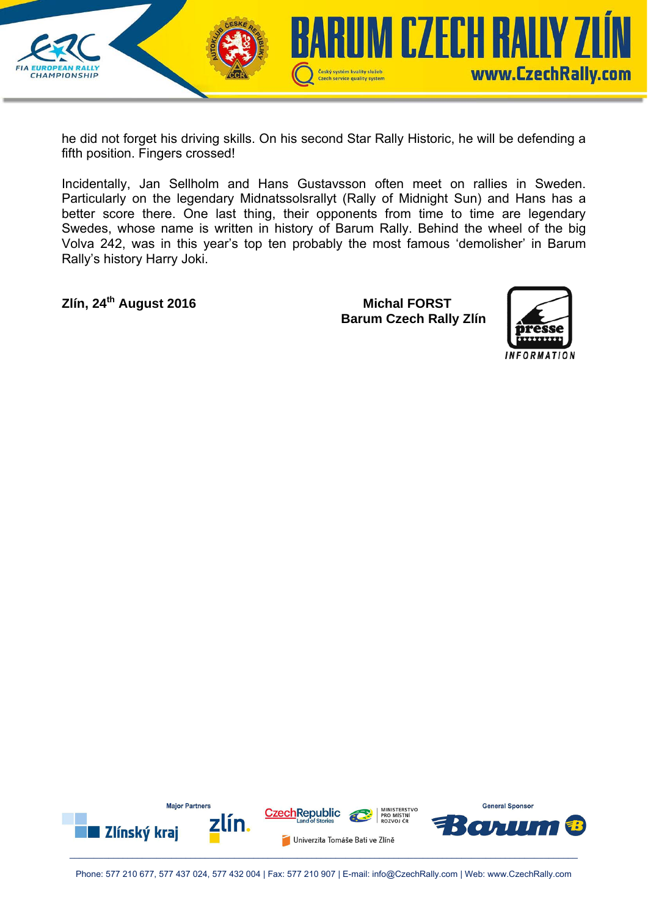he did not forget his driving skills. On his second Star Rally Historic, he will be defending a fifth position. Fingers crossed!

Incidentally, Jan Sellholm and Hans Gustavsson often meet on rallies in Sweden. Particularly on the legendary Midnatssolsrallyt (Rally of Midnight Sun) and Hans has a better score there. One last thing, their opponents from time to time are legendary Swedes, whose name is written in history of Barum Rally. Behind the wheel of the big Volva 242, was in this year's top ten probably the most famous 'demolisher' in Barum Rally's history Harry Joki.

**Zlín, 24th August 2016**

**Michal FORST**
**Barum Czech Rally Zlín**

Phone: 577 210 677, 577 437 024, 577 432 004 | Fax: 577 210 907 | E-mail: info@CzechRally.com | Web: www.CzechRally.com